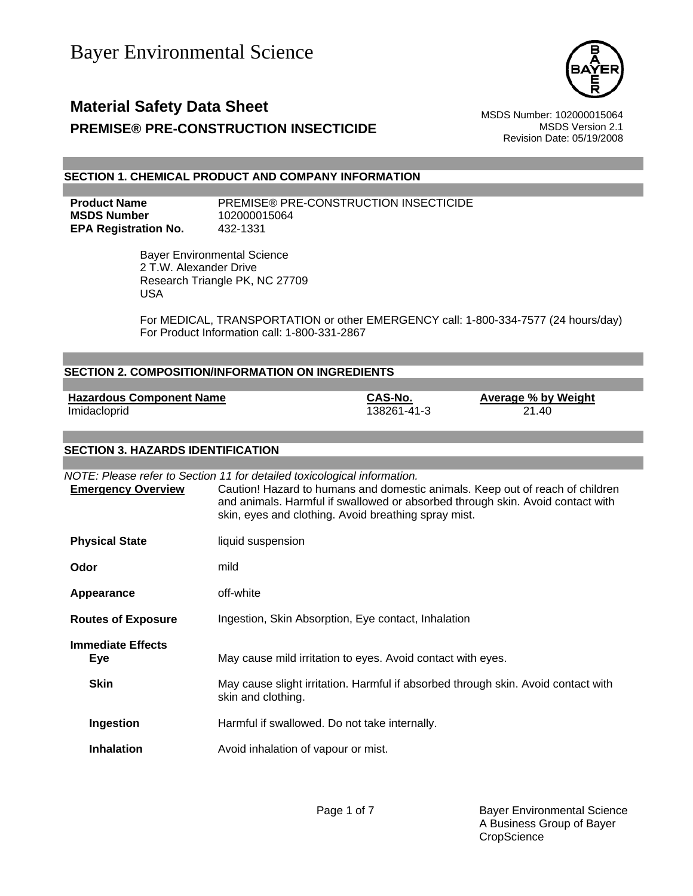# Bayer Environmental Science

## Material Safety Data Sheet

### PREMISE® PRE-CONSTRUCTION INSECTICIDE

MSDS Number: 102000015064
MSDS Version 2.1
Revision Date: 05/19/2008

## SECTION 1. CHEMICAL PRODUCT AND COMPANY INFORMATION

**Product Name** PREMISE® PRE-CONSTRUCTION INSECTICIDE
**MSDS Number** 102000015064
**EPA Registration No.** 432-1331

Bayer Environmental Science
2 T.W. Alexander Drive
Research Triangle PK, NC 27709
USA

For MEDICAL, TRANSPORTATION or other EMERGENCY call: 1-800-334-7577 (24 hours/day)
For Product Information call: 1-800-331-2867

## SECTION 2. COMPOSITION/INFORMATION ON INGREDIENTS

| Hazardous Component Name | CAS-No. | Average % by Weight |
|---|---|---|
| Imidacloprid | 138261-41-3 | 21.40 |

## SECTION 3. HAZARDS IDENTIFICATION

*NOTE: Please refer to Section 11 for detailed toxicological information.*

**Emergency Overview** Caution! Hazard to humans and domestic animals. Keep out of reach of children and animals. Harmful if swallowed or absorbed through skin. Avoid contact with skin, eyes and clothing. Avoid breathing spray mist.

**Physical State** liquid suspension

**Odor** mild

**Appearance** off-white

**Routes of Exposure** Ingestion, Skin Absorption, Eye contact, Inhalation

**Immediate Effects**

**Eye** May cause mild irritation to eyes. Avoid contact with eyes.

**Skin** May cause slight irritation. Harmful if absorbed through skin. Avoid contact with skin and clothing.

**Ingestion** Harmful if swallowed. Do not take internally.

**Inhalation** Avoid inhalation of vapour or mist.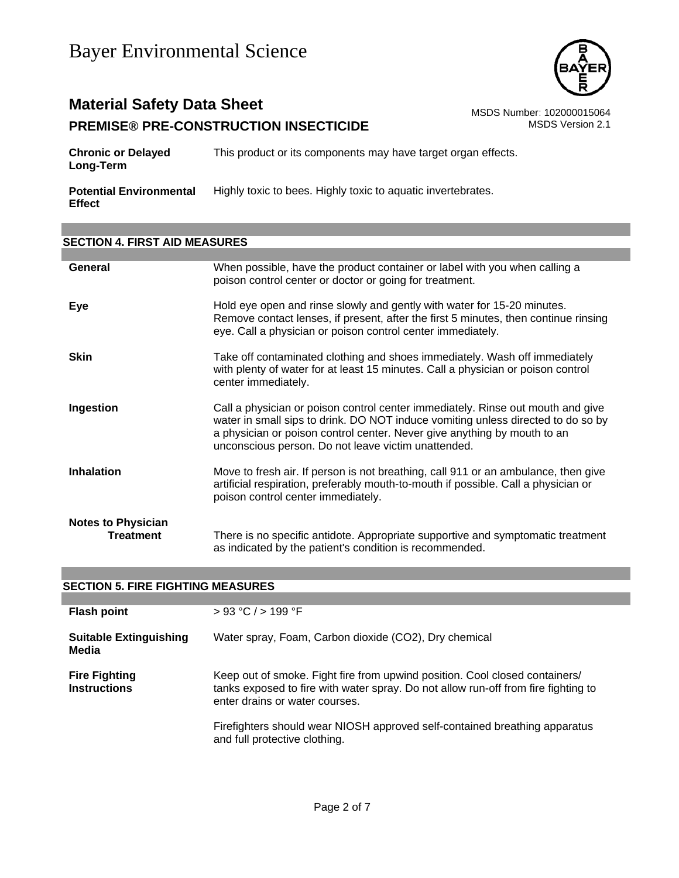| | |
|---|---|
| **Chronic or Delayed Long-Term** | This product or its components may have target organ effects. |
| **Potential Environmental Effect** | Highly toxic to bees. Highly toxic to aquatic invertebrates. |

## SECTION 4. FIRST AID MEASURES

| | |
|---|---|
| **General** | When possible, have the product container or label with you when calling a poison control center or doctor or going for treatment. |
| **Eye** | Hold eye open and rinse slowly and gently with water for 15-20 minutes. Remove contact lenses, if present, after the first 5 minutes, then continue rinsing eye. Call a physician or poison control center immediately. |
| **Skin** | Take off contaminated clothing and shoes immediately. Wash off immediately with plenty of water for at least 15 minutes. Call a physician or poison control center immediately. |
| **Ingestion** | Call a physician or poison control center immediately. Rinse out mouth and give water in small sips to drink. DO NOT induce vomiting unless directed to do so by a physician or poison control center. Never give anything by mouth to an unconscious person. Do not leave victim unattended. |
| **Inhalation** | Move to fresh air. If person is not breathing, call 911 or an ambulance, then give artificial respiration, preferably mouth-to-mouth if possible. Call a physician or poison control center immediately. |

**Notes to Physician**

| | |
|---|---|
| **Treatment** | There is no specific antidote. Appropriate supportive and symptomatic treatment as indicated by the patient's condition is recommended. |

## SECTION 5. FIRE FIGHTING MEASURES

| | |
|---|---|
| **Flash point** | > 93 °C / > 199 °F |
| **Suitable Extinguishing Media** | Water spray, Foam, Carbon dioxide ($CO_2$), Dry chemical |
| **Fire Fighting Instructions** | Keep out of smoke. Fight fire from upwind position. Cool closed containers/ tanks exposed to fire with water spray. Do not allow run-off from fire fighting to enter drains or water courses.<br><br>Firefighters should wear NIOSH approved self-contained breathing apparatus and full protective clothing. |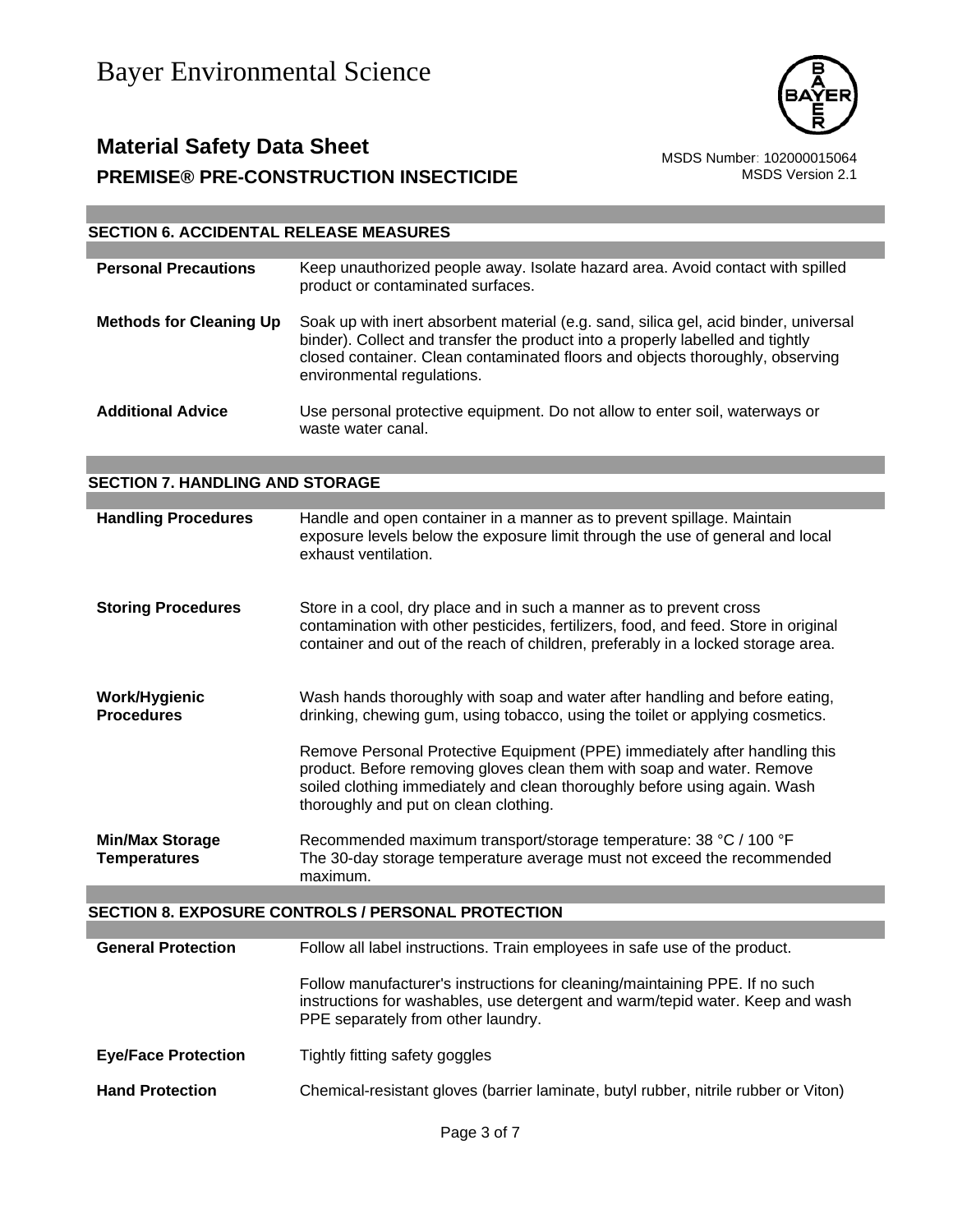## SECTION 6. ACCIDENTAL RELEASE MEASURES

| | |
|---|---|
| **Personal Precautions** | Keep unauthorized people away. Isolate hazard area. Avoid contact with spilled product or contaminated surfaces. |
| **Methods for Cleaning Up** | Soak up with inert absorbent material (e.g. sand, silica gel, acid binder, universal binder). Collect and transfer the product into a properly labelled and tightly closed container. Clean contaminated floors and objects thoroughly, observing environmental regulations. |
| **Additional Advice** | Use personal protective equipment. Do not allow to enter soil, waterways or waste water canal. |

## SECTION 7. HANDLING AND STORAGE

| | |
|---|---|
| **Handling Procedures** | Handle and open container in a manner as to prevent spillage. Maintain exposure levels below the exposure limit through the use of general and local exhaust ventilation. |
| **Storing Procedures** | Store in a cool, dry place and in such a manner as to prevent cross contamination with other pesticides, fertilizers, food, and feed. Store in original container and out of the reach of children, preferably in a locked storage area. |
| **Work/Hygienic Procedures** | Wash hands thoroughly with soap and water after handling and before eating, drinking, chewing gum, using tobacco, using the toilet or applying cosmetics.<br><br>Remove Personal Protective Equipment (PPE) immediately after handling this product. Before removing gloves clean them with soap and water. Remove soiled clothing immediately and clean thoroughly before using again. Wash thoroughly and put on clean clothing. |
| **Min/Max Storage Temperatures** | Recommended maximum transport/storage temperature: 38 °C / 100 °F<br>The 30-day storage temperature average must not exceed the recommended maximum. |

## SECTION 8. EXPOSURE CONTROLS / PERSONAL PROTECTION

| | |
|---|---|
| **General Protection** | Follow all label instructions. Train employees in safe use of the product.<br><br>Follow manufacturer's instructions for cleaning/maintaining PPE. If no such instructions for washables, use detergent and warm/tepid water. Keep and wash PPE separately from other laundry. |
| **Eye/Face Protection** | Tightly fitting safety goggles |
| **Hand Protection** | Chemical-resistant gloves (barrier laminate, butyl rubber, nitrile rubber or Viton) |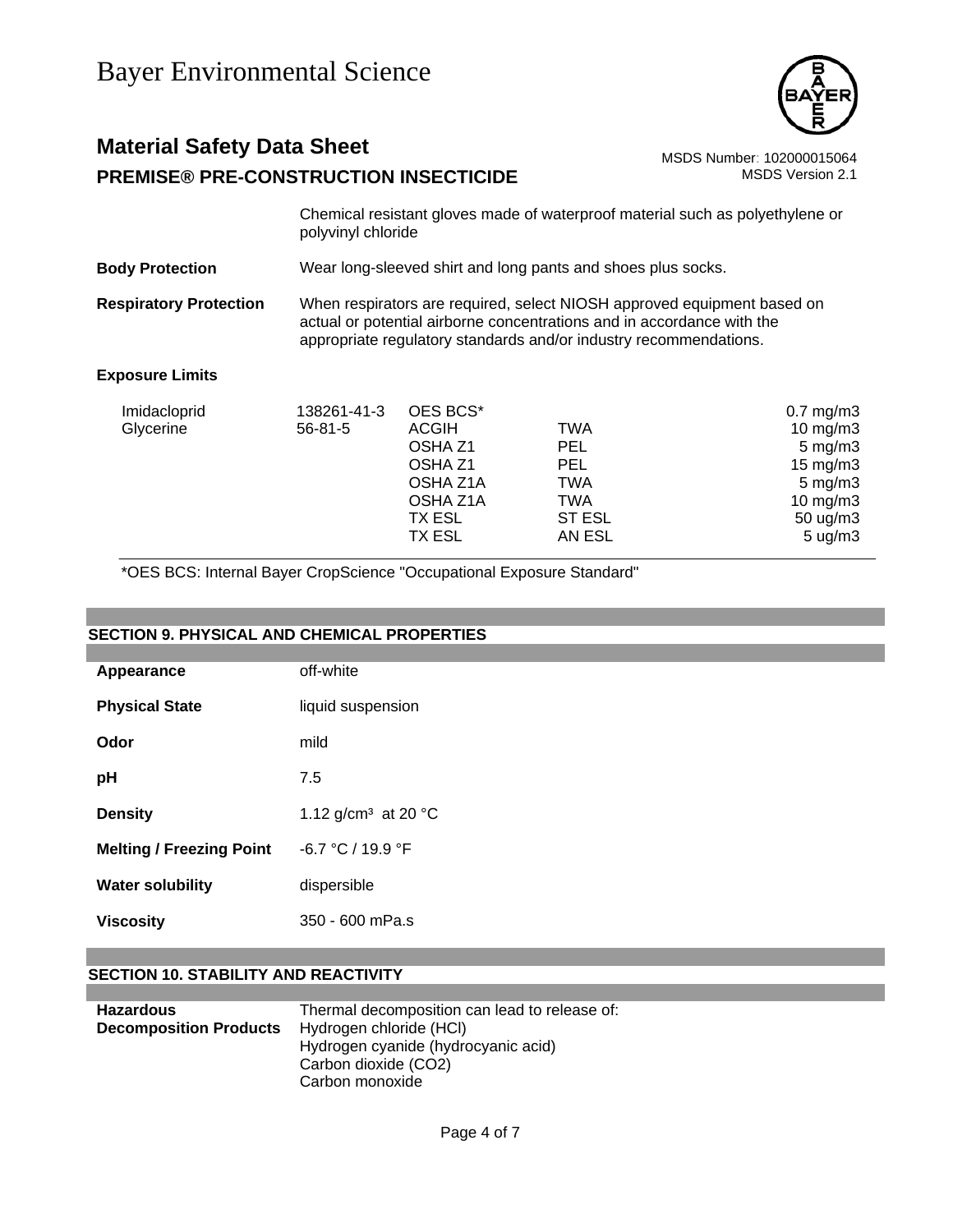Chemical resistant gloves made of waterproof material such as polyethylene or polyvinyl chloride

**Body Protection** Wear long-sleeved shirt and long pants and shoes plus socks.

**Respiratory Protection** When respirators are required, select NIOSH approved equipment based on actual or potential airborne concentrations and in accordance with the appropriate regulatory standards and/or industry recommendations.

**Exposure Limits**

| | | | | |
|---|---|---|---|---|
| Imidacloprid | 138261-41-3 | OES BCS* | | 0.7 mg/m3 |
| Glycerine | 56-81-5 | ACGIH | TWA | 10 mg/m3 |
| | | OSHA Z1 | PEL | 5 mg/m3 |
| | | OSHA Z1 | PEL | 15 mg/m3 |
| | | OSHA Z1A | TWA | 5 mg/m3 |
| | | OSHA Z1A | TWA | 10 mg/m3 |
| | | TX ESL | ST ESL | 50 ug/m3 |
| | | TX ESL | AN ESL | 5 ug/m3 |

*OES BCS: Internal Bayer CropScience "Occupational Exposure Standard"

## SECTION 9. PHYSICAL AND CHEMICAL PROPERTIES

| | |
|---|---|
| **Appearance** | off-white |
| **Physical State** | liquid suspension |
| **Odor** | mild |
| **pH** | 7.5 |
| **Density** | 1.12 g/cm³ at 20 °C |
| **Melting / Freezing Point** | -6.7 °C / 19.9 °F |
| **Water solubility** | dispersible |
| **Viscosity** | 350 - 600 mPa.s |

## SECTION 10. STABILITY AND REACTIVITY

**Hazardous Decomposition Products** Thermal decomposition can lead to release of:
Hydrogen chloride (HCl)
Hydrogen cyanide (hydrocyanic acid)
Carbon dioxide ($CO_2$)
Carbon monoxide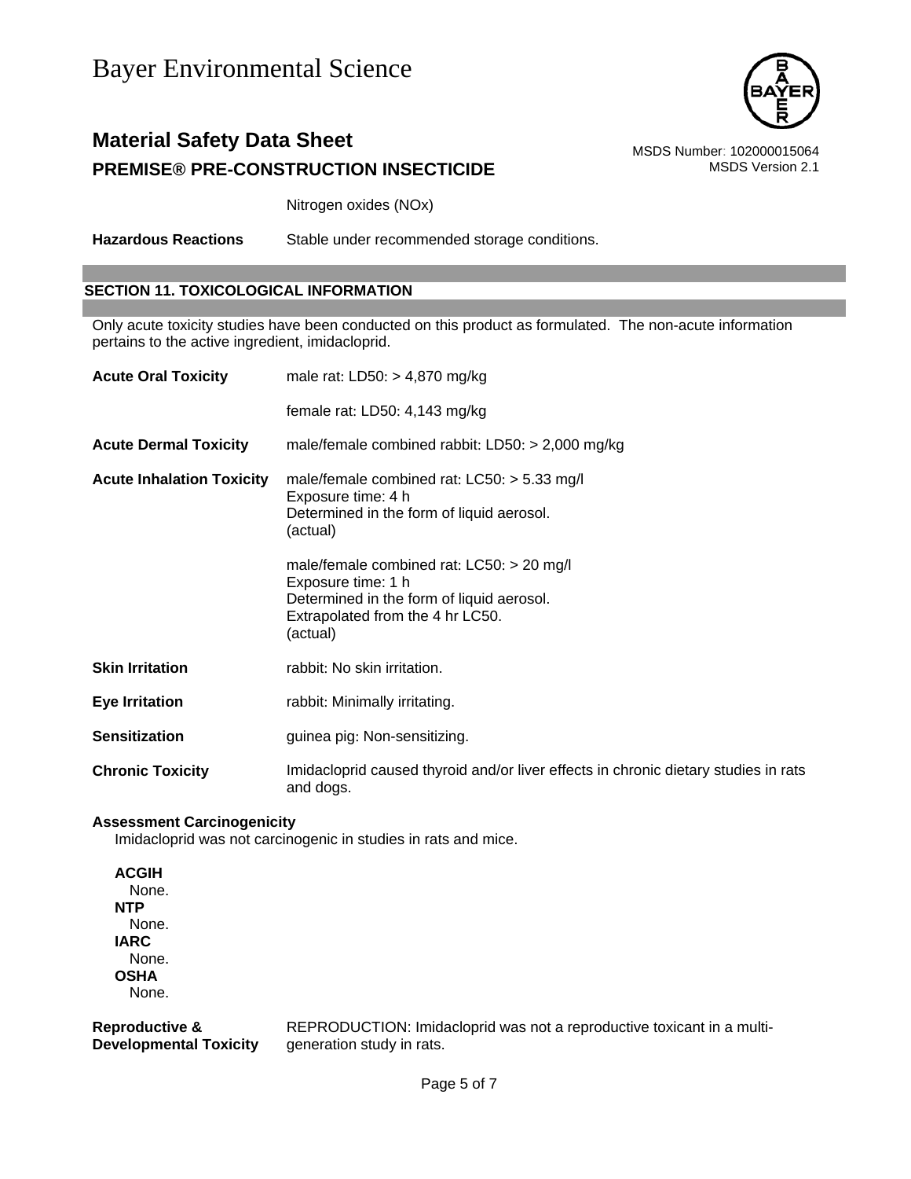Nitrogen oxides (NOx)

**Hazardous Reactions** Stable under recommended storage conditions.

## SECTION 11. TOXICOLOGICAL INFORMATION

Only acute toxicity studies have been conducted on this product as formulated. The non-acute information pertains to the active ingredient, imidacloprid.

**Acute Oral Toxicity**
male rat: LD50: > 4,870 mg/kg

female rat: LD50: 4,143 mg/kg

**Acute Dermal Toxicity**
male/female combined rabbit: LD50: > 2,000 mg/kg

**Acute Inhalation Toxicity**
male/female combined rat: LC50: > 5.33 mg/l
Exposure time: 4 h
Determined in the form of liquid aerosol.
(actual)

male/female combined rat: LC50: > 20 mg/l
Exposure time: 1 h
Determined in the form of liquid aerosol.
Extrapolated from the 4 hr LC50.
(actual)

**Skin Irritation**
rabbit: No skin irritation.

**Eye Irritation**
rabbit: Minimally irritating.

**Sensitization**
guinea pig: Non-sensitizing.

**Chronic Toxicity**
Imidacloprid caused thyroid and/or liver effects in chronic dietary studies in rats and dogs.

**Assessment Carcinogenicity**
Imidacloprid was not carcinogenic in studies in rats and mice.

**ACGIH**
None.
**NTP**
None.
**IARC**
None.
**OSHA**
None.

**Reproductive & Developmental Toxicity**
REPRODUCTION: Imidacloprid was not a reproductive toxicant in a multi-generation study in rats.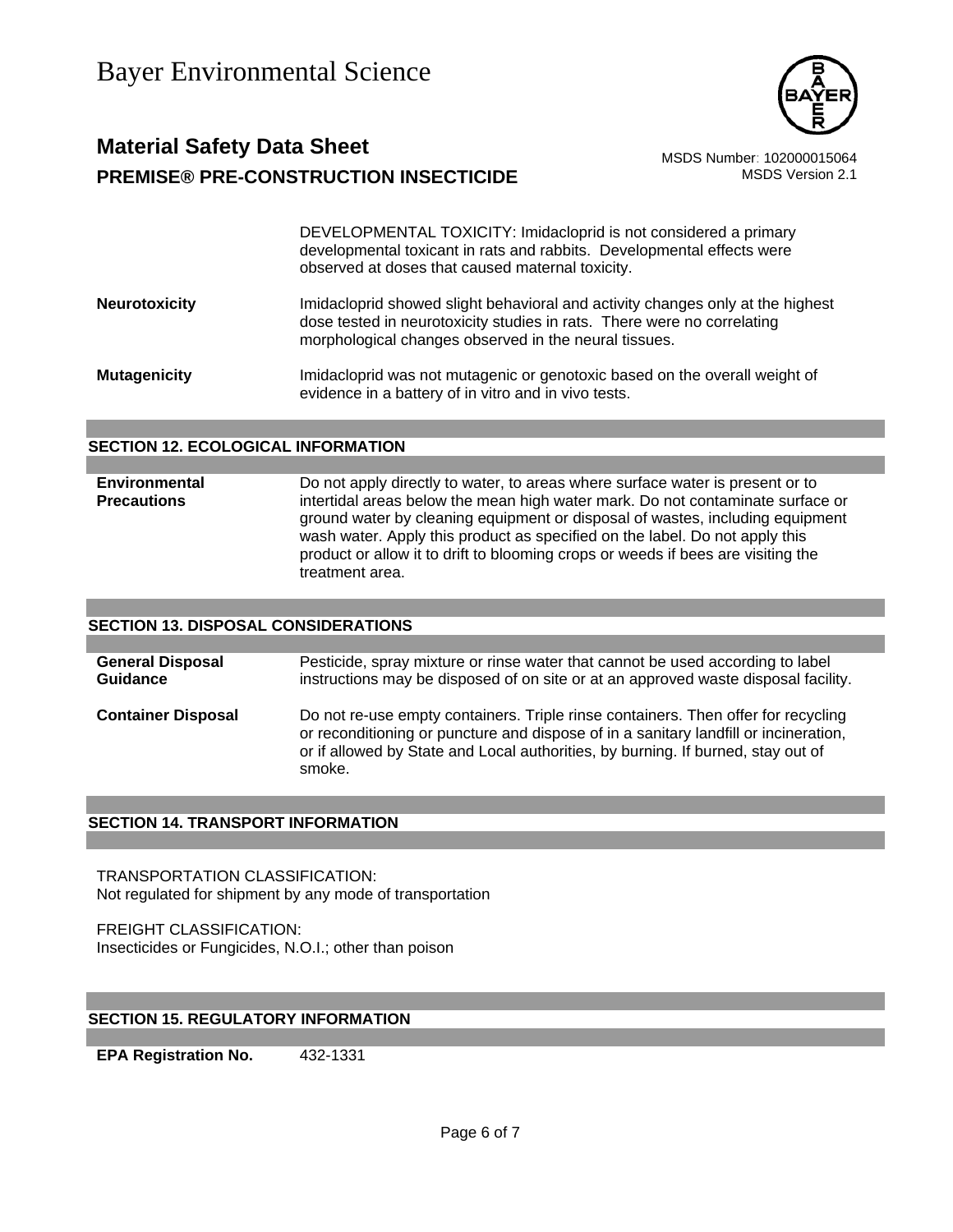DEVELOPMENTAL TOXICITY: Imidacloprid is not considered a primary developmental toxicant in rats and rabbits. Developmental effects were observed at doses that caused maternal toxicity.

**Neurotoxicity**

Imidacloprid showed slight behavioral and activity changes only at the highest dose tested in neurotoxicity studies in rats. There were no correlating morphological changes observed in the neural tissues.

**Mutagenicity**

Imidacloprid was not mutagenic or genotoxic based on the overall weight of evidence in a battery of in vitro and in vivo tests.

## SECTION 12. ECOLOGICAL INFORMATION

**Environmental Precautions**

Do not apply directly to water, to areas where surface water is present or to intertidal areas below the mean high water mark. Do not contaminate surface or ground water by cleaning equipment or disposal of wastes, including equipment wash water. Apply this product as specified on the label. Do not apply this product or allow it to drift to blooming crops or weeds if bees are visiting the treatment area.

## SECTION 13. DISPOSAL CONSIDERATIONS

**General Disposal Guidance**

Pesticide, spray mixture or rinse water that cannot be used according to label instructions may be disposed of on site or at an approved waste disposal facility.

**Container Disposal**

Do not re-use empty containers. Triple rinse containers. Then offer for recycling or reconditioning or puncture and dispose of in a sanitary landfill or incineration, or if allowed by State and Local authorities, by burning. If burned, stay out of smoke.

## SECTION 14. TRANSPORT INFORMATION

TRANSPORTATION CLASSIFICATION:
Not regulated for shipment by any mode of transportation

FREIGHT CLASSIFICATION:
Insecticides or Fungicides, N.O.I.; other than poison

## SECTION 15. REGULATORY INFORMATION

**EPA Registration No.** 432-1331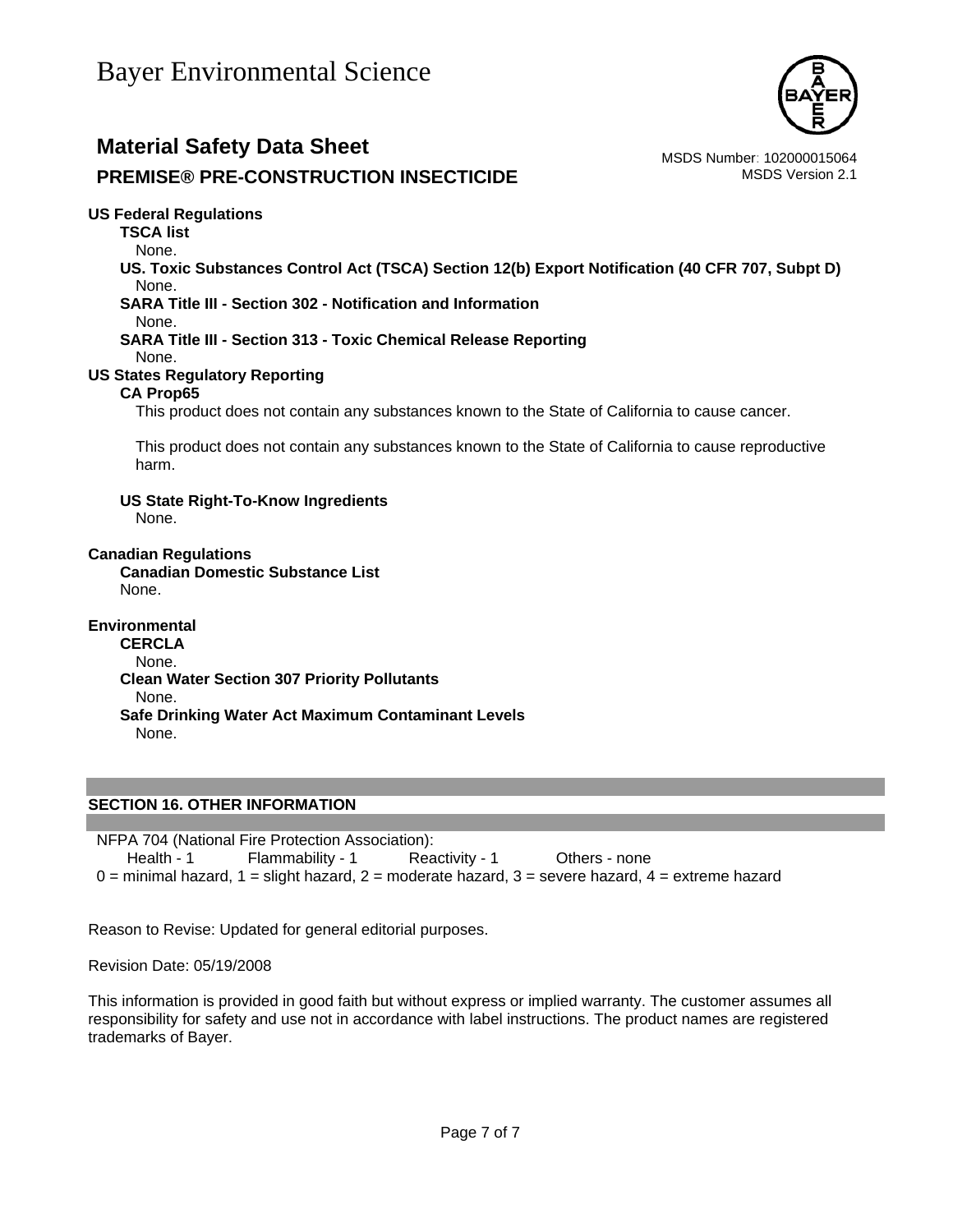**US Federal Regulations**

**TSCA list**

None.

**US. Toxic Substances Control Act (TSCA) Section 12(b) Export Notification (40 CFR 707, Subpt D)**

None.

**SARA Title III - Section 302 - Notification and Information**

None.

**SARA Title III - Section 313 - Toxic Chemical Release Reporting**

None.

**US States Regulatory Reporting**

**CA Prop65**

This product does not contain any substances known to the State of California to cause cancer.

This product does not contain any substances known to the State of California to cause reproductive harm.

**US State Right-To-Know Ingredients**

None.

**Canadian Regulations**

**Canadian Domestic Substance List**

None.

**Environmental**

**CERCLA**

None.

**Clean Water Section 307 Priority Pollutants**

None.

**Safe Drinking Water Act Maximum Contaminant Levels**

None.

## SECTION 16. OTHER INFORMATION

NFPA 704 (National Fire Protection Association):

Health - 1 Flammability - 1 Reactivity - 1 Others - none

0 = minimal hazard, 1 = slight hazard, 2 = moderate hazard, 3 = severe hazard, 4 = extreme hazard

Reason to Revise: Updated for general editorial purposes.

Revision Date: 05/19/2008

This information is provided in good faith but without express or implied warranty. The customer assumes all responsibility for safety and use not in accordance with label instructions. The product names are registered trademarks of Bayer.